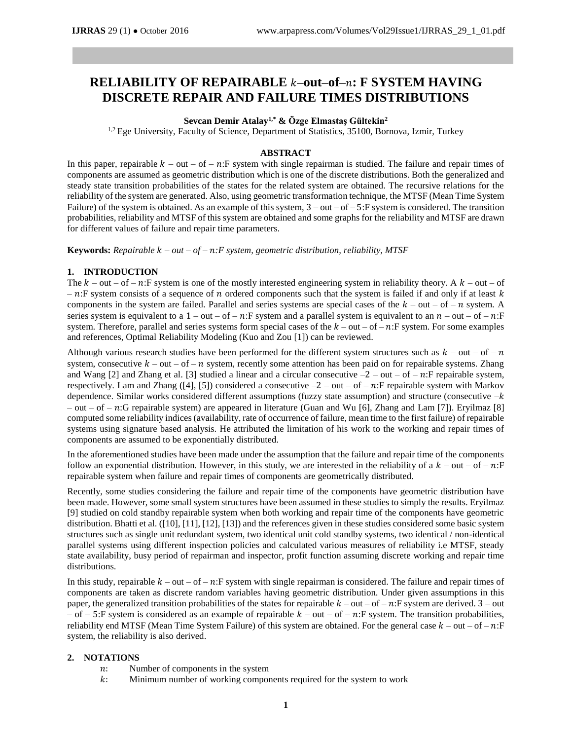# RELIABILITY OF REPAIRABLE $k$–out–of–$n$: F SYSTEM HAVING DISCRETE REPAIR AND FAILURE TIMES DISTRIBUTIONS

**Sevcan Demir Atalay[1,*] & Özge Elmastaş Gültekin[2]**

[1,2] Ege University, Faculty of Science, Department of Statistics, 35100, Bornova, Izmir, Turkey

## ABSTRACT

In this paper, repairable $k$ – out – of – $n$:F system with single repairman is studied. The failure and repair times of components are assumed as geometric distribution which is one of the discrete distributions. Both the generalized and steady state transition probabilities of the states for the related system are obtained. The recursive relations for the reliability of the system are generated. Also, using geometric transformation technique, the MTSF (Mean Time System Failure) of the system is obtained. As an example of this system, 3 – out – of – 5:F system is considered. The transition probabilities, reliability and MTSF of this system are obtained and some graphs for the reliability and MTSF are drawn for different values of failure and repair time parameters.

**Keywords:** *Repairable $k$ – out – of – $n$:F system, geometric distribution, reliability, MTSF*

## 1. INTRODUCTION

The $k$ – out – of – $n$:F system is one of the mostly interested engineering system in reliability theory. A $k$ – out – of – $n$:F system consists of a sequence of $n$ ordered components such that the system is failed if and only if at least $k$ components in the system are failed. Parallel and series systems are special cases of the $k$ – out – of – $n$ system. A series system is equivalent to a 1 – out – of – $n$:F system and a parallel system is equivalent to an $n$ – out – of – $n$:F system. Therefore, parallel and series systems form special cases of the $k$ – out – of – $n$:F system. For some examples and references, Optimal Reliability Modeling (Kuo and Zou [1]) can be reviewed.

Although various research studies have been performed for the different system structures such as $k$ – out – of – $n$ system, consecutive $k$ – out – of – $n$ system, recently some attention has been paid on for repairable systems. Zhang and Wang [2] and Zhang et al. [3] studied a linear and a circular consecutive –2 – out – of – $n$:F repairable system, respectively. Lam and Zhang ([4], [5]) considered a consecutive –2 – out – of – $n$:F repairable system with Markov dependence. Similar works considered different assumptions (fuzzy state assumption) and structure (consecutive –$k$ – out – of – $n$:G repairable system) are appeared in literature (Guan and Wu [6], Zhang and Lam [7]). Eryilmaz [8] computed some reliability indices (availability, rate of occurrence of failure, mean time to the first failure) of repairable systems using signature based analysis. He attributed the limitation of his work to the working and repair times of components are assumed to be exponentially distributed.

In the aforementioned studies have been made under the assumption that the failure and repair time of the components follow an exponential distribution. However, in this study, we are interested in the reliability of a $k$ – out – of – $n$:F repairable system when failure and repair times of components are geometrically distributed.

Recently, some studies considering the failure and repair time of the components have geometric distribution have been made. However, some small system structures have been assumed in these studies to simply the results. Eryilmaz [9] studied on cold standby repairable system when both working and repair time of the components have geometric distribution. Bhatti et al. ([10], [11], [12], [13]) and the references given in these studies considered some basic system structures such as single unit redundant system, two identical unit cold standby systems, two identical / non-identical parallel systems using different inspection policies and calculated various measures of reliability i.e MTSF, steady state availability, busy period of repairman and inspector, profit function assuming discrete working and repair time distributions.

In this study, repairable $k$ – out – of – $n$:F system with single repairman is considered. The failure and repair times of components are taken as discrete random variables having geometric distribution. Under given assumptions in this paper, the generalized transition probabilities of the states for repairable $k$ – out – of – $n$:F system are derived. 3 – out – of – 5:F system is considered as an example of repairable $k$ – out – of – $n$:F system. The transition probabilities, reliability end MTSF (Mean Time System Failure) of this system are obtained. For the general case $k$ – out – of – $n$:F system, the reliability is also derived.

## 2. NOTATIONS

- $n$: Number of components in the system
- $k$: Minimum number of working components required for the system to work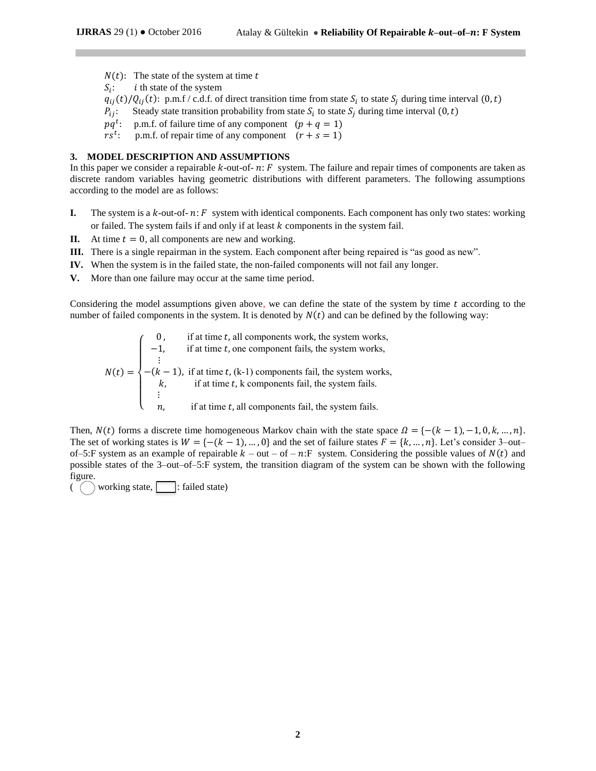$N(t)$: The state of the system at time $t$

$S_i$: $i$ th state of the system

$q_{ij}(t)/Q_{ij}(t)$: p.m.f / c.d.f. of direct transition time from state $S_i$ to state $S_j$ during time interval $(0,t)$

$P_{ij}$: Steady state transition probability from state $S_i$ to state $S_j$ during time interval $(0,t)$

$pq^t$: p.m.f. of failure time of any component $(p+q=1)$

$rs^t$: p.m.f. of repair time of any component $(r+s=1)$

## 3. MODEL DESCRIPTION AND ASSUMPTIONS

In this paper we consider a repairable $k$-out-of- $n$: $F$ system. The failure and repair times of components are taken as discrete random variables having geometric distributions with different parameters. The following assumptions according to the model are as follows:

**I.** The system is a $k$-out-of- $n$: $F$ system with identical components. Each component has only two states: working or failed. The system fails if and only if at least $k$ components in the system fail.

**II.** At time $t=0$, all components are new and working.

**III.** There is a single repairman in the system. Each component after being repaired is "as good as new".

**IV.** When the system is in the failed state, the non-failed components will not fail any longer.

**V.** More than one failure may occur at the same time period.

Considering the model assumptions given above, we can define the state of the system by time $t$ according to the number of failed components in the system. It is denoted by $N(t)$ and can be defined by the following way:

$$
N(t)=\begin{cases}
0, & \text{if at time } t, \text{ all components work, the system works,}\\
-1, & \text{if at time } t, \text{ one component fails, the system works,}\\
\vdots & \\
-(k-1), & \text{if at time } t, \text{ (k-1) components fail, the system works,}\\
k, & \text{if at time } t, \text{ k components fail, the system fails.}\\
\vdots & \\
n, & \text{if at time } t, \text{ all components fail, the system fails.}
\end{cases}
$$

Then, $N(t)$ forms a discrete time homogeneous Markov chain with the state space $\Omega=\{-(k-1),-1,0,k,\dots,n\}$. The set of working states is $W=\{-(k-1),\dots,0\}$ and the set of failure states $F=\{k,\dots,n\}$. Let's consider 3–out–of–5:F system as an example of repairable $k$ – out – of – $n$:F system. Considering the possible values of $N(t)$ and possible states of the 3–out–of–5:F system, the transition diagram of the system can be shown with the following figure.

( ◯ working state, ▭ : failed state)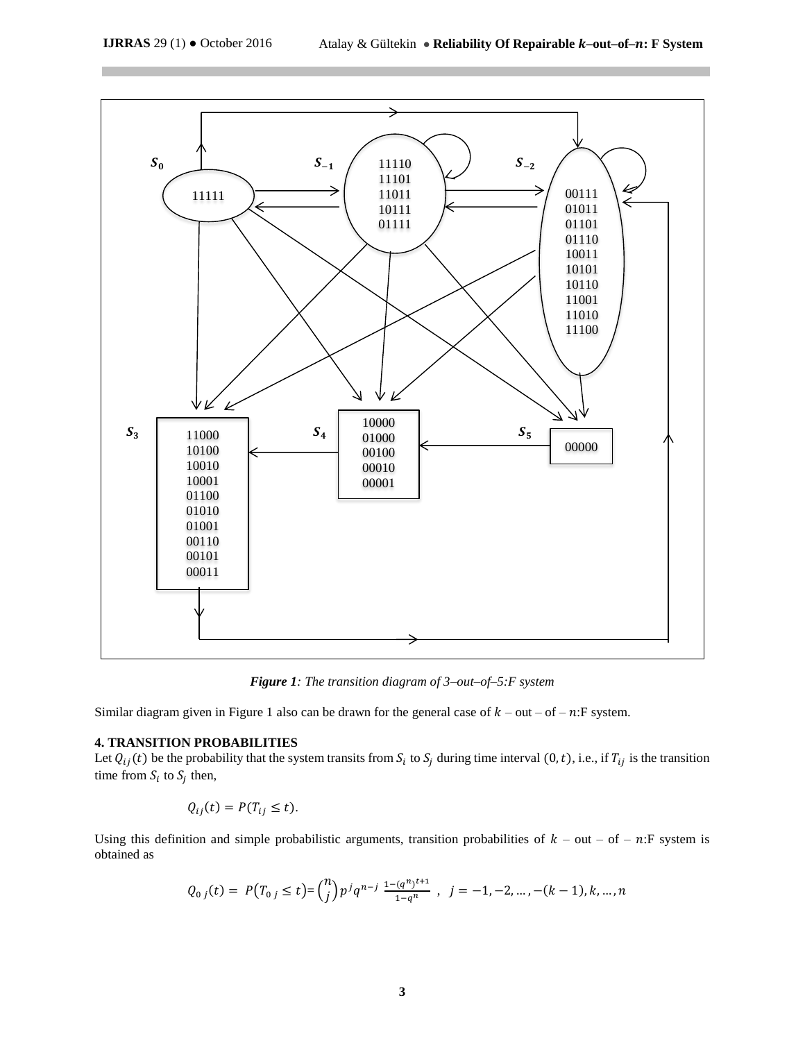*Figure 1: The transition diagram of 3–out–of–5:F system*

Similar diagram given in Figure 1 also can be drawn for the general case of $k$ – out – of – $n$:F system.

**4. TRANSITION PROBABILITIES**

Let $Q_{ij}(t)$ be the probability that the system transits from $S_i$ to $S_j$ during time interval $(0, t)$, i.e., if $T_{ij}$ is the transition time from $S_i$ to $S_j$ then,

$$Q_{ij}(t) = P(T_{ij} \leq t).$$

Using this definition and simple probabilistic arguments, transition probabilities of $k$ – out – of – $n$:F system is obtained as

$$Q_{0\,j}(t) = P\big(T_{0\,j} \leq t\big) = \binom{n}{j} p^j q^{n-j} \, \frac{1-(q^n)^{t+1}}{1-q^n} \;, \quad j = -1, -2, \ldots, -(k-1), k, \ldots, n$$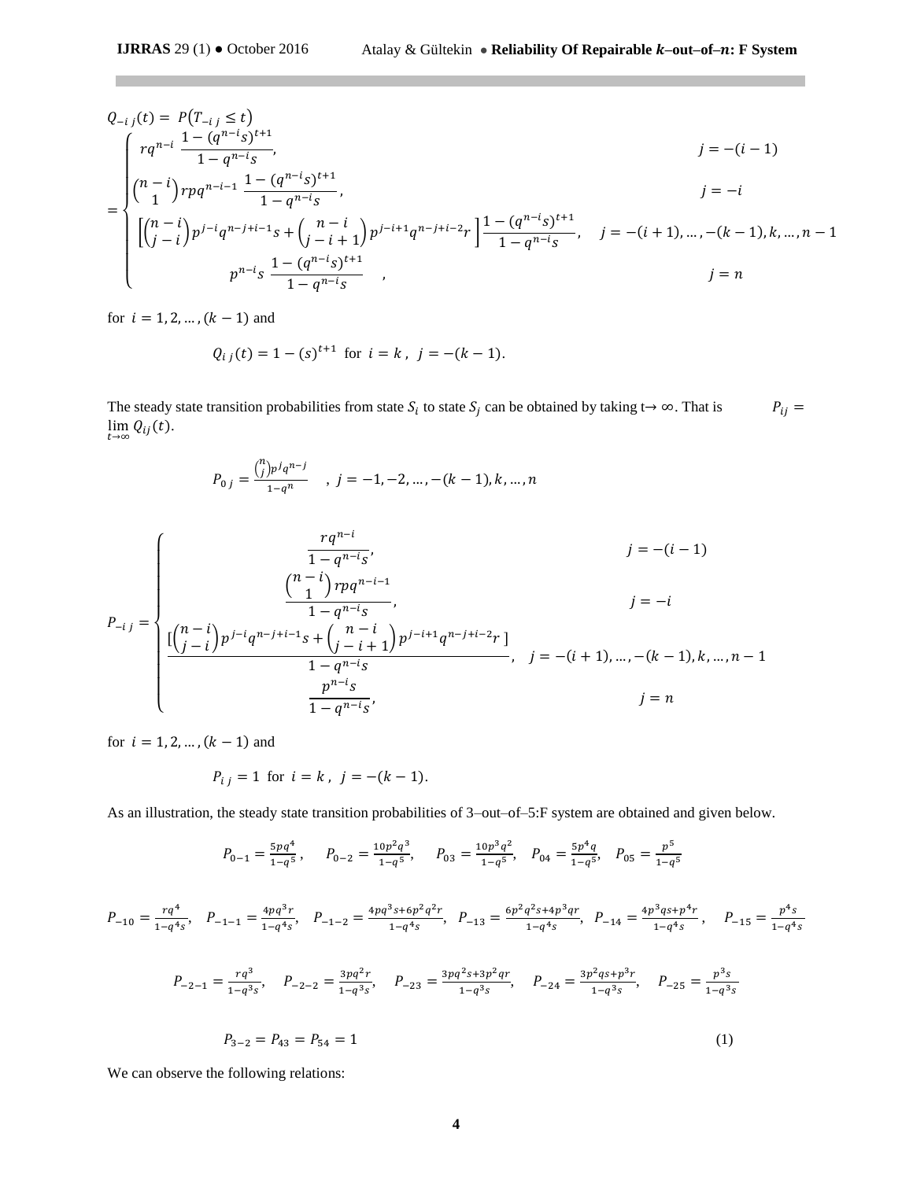$$Q_{-i\,j}(t) = P\left(T_{-i\,j} \le t\right)$$

$$= \begin{cases} rq^{n-i}\ \dfrac{1-(q^{n-i}s)^{t+1}}{1-q^{n-i}s}, & j = -(i-1) \\ \dbinom{n-i}{1} rpq^{n-i-1}\ \dfrac{1-(q^{n-i}s)^{t+1}}{1-q^{n-i}s}, & j = -i \\ \left[\dbinom{n-i}{j-i} p^{j-i}q^{n-j+i-1}s + \dbinom{n-i}{j-i+1} p^{j-i+1}q^{n-j+i-2}r\right] \dfrac{1-(q^{n-i}s)^{t+1}}{1-q^{n-i}s}, & j = -(i+1),\dots,-(k-1),k,\dots,n-1 \\ p^{n-i}s\ \dfrac{1-(q^{n-i}s)^{t+1}}{1-q^{n-i}s}\quad , & j = n \end{cases}$$

for $i = 1, 2, \dots, (k-1)$ and

$$Q_{i\,j}(t) = 1-(s)^{t+1}\ \text{ for }\ i = k\,,\ j = -(k-1).$$

The steady state transition probabilities from state $S_i$ to state $S_j$ can be obtained by taking $t\to\infty$. That is $P_{ij} = \lim_{t\to\infty} Q_{ij}(t)$.

$$P_{0\,j} = \frac{\binom{n}{j}p^jq^{n-j}}{1-q^n}\quad ,\ j = -1,-2,\dots,-(k-1),k,\dots,n$$

$$P_{-i\,j} = \begin{cases} \dfrac{rq^{n-i}}{1-q^{n-i}s}, & j = -(i-1) \\ \dfrac{\binom{n-i}{1} rpq^{n-i-1}}{1-q^{n-i}s}, & j = -i \\ \dfrac{\left[\binom{n-i}{j-i} p^{j-i}q^{n-j+i-1}s + \binom{n-i}{j-i+1} p^{j-i+1}q^{n-j+i-2}r\,\right]}{1-q^{n-i}s}, & j = -(i+1),\dots,-(k-1),k,\dots,n-1 \\ \dfrac{p^{n-i}s}{1-q^{n-i}s}, & j = n \end{cases}$$

for $i = 1, 2, \dots, (k-1)$ and

$$P_{i\,j} = 1\ \text{ for }\ i = k\,,\ j = -(k-1).$$

As an illustration, the steady state transition probabilities of 3–out–of–5:F system are obtained and given below.

$$P_{0-1} = \frac{5pq^4}{1-q^5},\quad P_{0-2} = \frac{10p^2q^3}{1-q^5},\quad P_{03} = \frac{10p^3q^2}{1-q^5},\quad P_{04} = \frac{5p^4q}{1-q^5},\quad P_{05} = \frac{p^5}{1-q^5}$$

$$P_{-10} = \frac{rq^4}{1-q^4s},\quad P_{-1-1} = \frac{4pq^3r}{1-q^4s},\quad P_{-1-2} = \frac{4pq^3s+6p^2q^2r}{1-q^4s},\quad P_{-13} = \frac{6p^2q^2s+4p^3qr}{1-q^4s},\quad P_{-14} = \frac{4p^3qs+p^4r}{1-q^4s},\quad P_{-15} = \frac{p^4s}{1-q^4s}$$

$$P_{-2-1} = \frac{rq^3}{1-q^3s},\quad P_{-2-2} = \frac{3pq^2r}{1-q^3s},\quad P_{-23} = \frac{3pq^2s+3p^2qr}{1-q^3s},\quad P_{-24} = \frac{3p^2qs+p^3r}{1-q^3s},\quad P_{-25} = \frac{p^3s}{1-q^3s}$$

$$P_{3-2} = P_{43} = P_{54} = 1 \tag{1}$$

We can observe the following relations: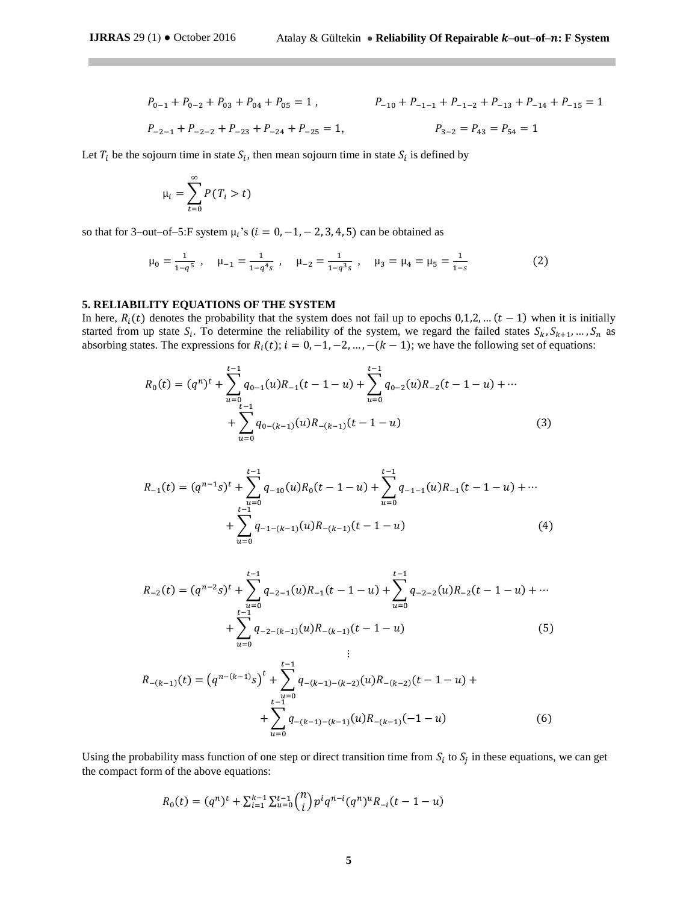$$P_{0-1} + P_{0-2} + P_{03} + P_{04} + P_{05} = 1\,, \qquad P_{-10} + P_{-1-1} + P_{-1-2} + P_{-13} + P_{-14} + P_{-15} = 1$$

$$P_{-2-1} + P_{-2-2} + P_{-23} + P_{-24} + P_{-25} = 1, \qquad P_{3-2} = P_{43} = P_{54} = 1$$

Let $T_i$ be the sojourn time in state $S_i$, then mean sojourn time in state $S_i$ is defined by

$$\mu_i = \sum_{t=0}^{\infty} P(T_i > t)$$

so that for 3–out–of–5:F system $\mu_i$'s $(i = 0, -1, -2, 3, 4, 5)$ can be obtained as

$$\mu_0 = \frac{1}{1-q^5}\,, \quad \mu_{-1} = \frac{1}{1-q^4 s}\,, \quad \mu_{-2} = \frac{1}{1-q^3 s}\,, \quad \mu_3 = \mu_4 = \mu_5 = \frac{1}{1-s} \tag{2}$$

**5. RELIABILITY EQUATIONS OF THE SYSTEM**

In here, $R_i(t)$ denotes the probability that the system does not fail up to epochs $0,1,2,\ldots(t-1)$ when it is initially started from up state $S_i$. To determine the reliability of the system, we regard the failed states $S_k, S_{k+1}, \ldots, S_n$ as absorbing states. The expressions for $R_i(t)$; $i = 0, -1, -2, \ldots, -(k-1)$; we have the following set of equations:

$$R_0(t) = (q^n)^t + \sum_{u=0}^{t-1} q_{0-1}(u) R_{-1}(t-1-u) + \sum_{u=0}^{t-1} q_{0-2}(u) R_{-2}(t-1-u) + \cdots + \sum_{u=0}^{t-1} q_{0-(k-1)}(u) R_{-(k-1)}(t-1-u) \tag{3}$$

$$R_{-1}(t) = (q^{n-1}s)^t + \sum_{u=0}^{t-1} q_{-10}(u) R_0(t-1-u) + \sum_{u=0}^{t-1} q_{-1-1}(u) R_{-1}(t-1-u) + \cdots + \sum_{u=0}^{t-1} q_{-1-(k-1)}(u) R_{-(k-1)}(t-1-u) \tag{4}$$

$$R_{-2}(t) = (q^{n-2}s)^t + \sum_{u=0}^{t-1} q_{-2-1}(u) R_{-1}(t-1-u) + \sum_{u=0}^{t-1} q_{-2-2}(u) R_{-2}(t-1-u) + \cdots + \sum_{u=0}^{t-1} q_{-2-(k-1)}(u) R_{-(k-1)}(t-1-u) \tag{5}$$

$$\vdots$$

$$R_{-(k-1)}(t) = \left(q^{n-(k-1)}s\right)^t + \sum_{u=0}^{t-1} q_{-(k-1)-(k-2)}(u) R_{-(k-2)}(t-1-u) + \sum_{u=0}^{t-1} q_{-(k-1)-(k-1)}(u) R_{-(k-1)}(-1-u) \tag{6}$$

Using the probability mass function of one step or direct transition time from $S_i$ to $S_j$ in these equations, we can get the compact form of the above equations:

$$R_0(t) = (q^n)^t + \sum_{i=1}^{k-1} \sum_{u=0}^{t-1} \binom{n}{i} p^i q^{n-i} (q^n)^u R_{-i}(t-1-u)$$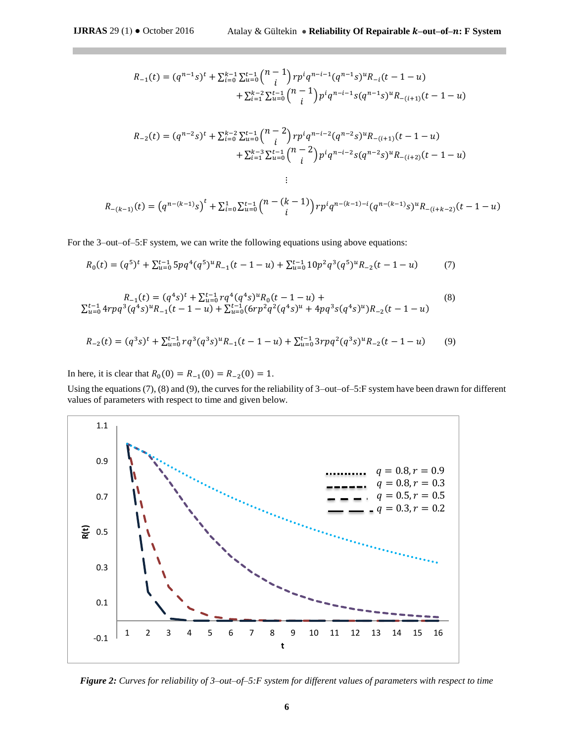$$R_{-1}(t) = (q^{n-1}s)^t + \sum_{i=0}^{k-1}\sum_{u=0}^{t-1}\binom{n-1}{i} rp^i q^{n-i-1}(q^{n-1}s)^u R_{-i}(t-1-u) + \sum_{i=1}^{k-2}\sum_{u=0}^{t-1}\binom{n-1}{i} p^i q^{n-i-1} s (q^{n-1}s)^u R_{-(i+1)}(t-1-u)$$

$$R_{-2}(t) = (q^{n-2}s)^t + \sum_{i=0}^{k-2}\sum_{u=0}^{t-1}\binom{n-2}{i} rp^i q^{n-i-2}(q^{n-2}s)^u R_{-(i+1)}(t-1-u) + \sum_{i=1}^{k-3}\sum_{u=0}^{t-1}\binom{n-2}{i} p^i q^{n-i-2} s (q^{n-2}s)^u R_{-(i+2)}(t-1-u)$$

$$\vdots$$

$$R_{-(k-1)}(t) = \left(q^{n-(k-1)}s\right)^t + \sum_{i=0}^{1}\sum_{u=0}^{t-1}\binom{n-(k-1)}{i} rp^i q^{n-(k-1)-i}(q^{n-(k-1)}s)^u R_{-(i+k-2)}(t-1-u)$$

For the 3–out–of–5:F system, we can write the following equations using above equations:

$$R_0(t) = (q^5)^t + \sum_{u=0}^{t-1} 5pq^4(q^5)^u R_{-1}(t-1-u) + \sum_{u=0}^{t-1} 10p^2q^3(q^5)^u R_{-2}(t-1-u) \tag{7}$$

$$R_{-1}(t) = (q^4s)^t + \sum_{u=0}^{t-1} rq^4(q^4s)^u R_0(t-1-u) + \sum_{u=0}^{t-1} 4rpq^3(q^4s)^u R_{-1}(t-1-u) + \sum_{u=0}^{t-1}(6rp^2q^2(q^4s)^u + 4pq^3s(q^4s)^u) R_{-2}(t-1-u) \tag{8}$$

$$R_{-2}(t) = (q^3s)^t + \sum_{u=0}^{t-1} rq^3(q^3s)^u R_{-1}(t-1-u) + \sum_{u=0}^{t-1} 3rpq^2(q^3s)^u R_{-2}(t-1-u) \tag{9}$$

In here, it is clear that $R_0(0) = R_{-1}(0) = R_{-2}(0) = 1$.

Using the equations (7), (8) and (9), the curves for the reliability of 3–out–of–5:F system have been drawn for different values of parameters with respect to time and given below.

***Figure 2:*** *Curves for reliability of 3–out–of–5:F system for different values of parameters with respect to time*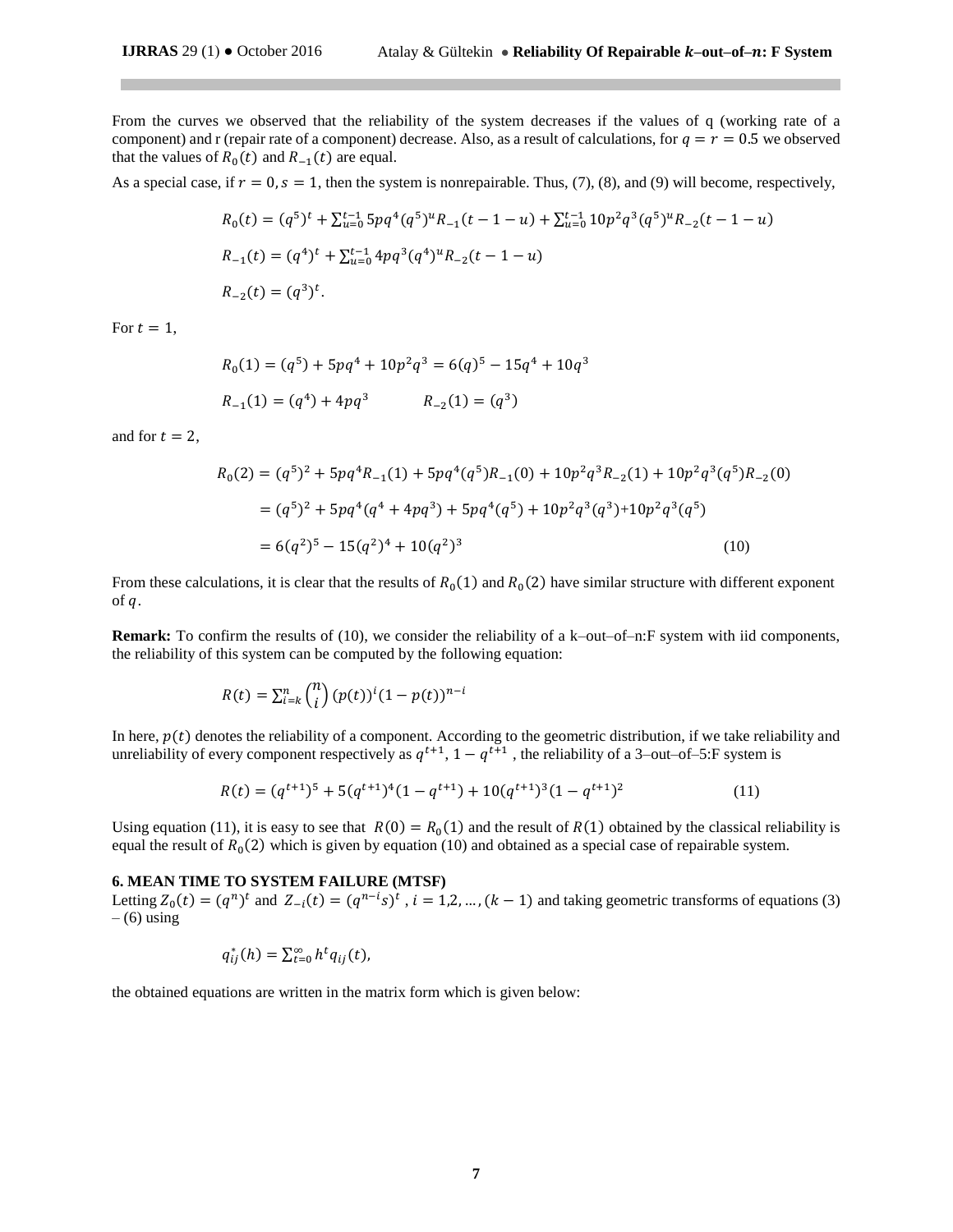From the curves we observed that the reliability of the system decreases if the values of q (working rate of a component) and r (repair rate of a component) decrease. Also, as a result of calculations, for $q = r = 0.5$ we observed that the values of $R_0(t)$ and $R_{-1}(t)$ are equal.

As a special case, if $r = 0, s = 1$, then the system is nonrepairable. Thus, (7), (8), and (9) will become, respectively,

$$R_0(t) = (q^5)^t + \sum_{u=0}^{t-1} 5pq^4(q^5)^u R_{-1}(t-1-u) + \sum_{u=0}^{t-1} 10p^2q^3(q^5)^u R_{-2}(t-1-u)$$

$$R_{-1}(t) = (q^4)^t + \sum_{u=0}^{t-1} 4pq^3(q^4)^u R_{-2}(t-1-u)$$

$$R_{-2}(t) = (q^3)^t.$$

For $t = 1$,

$$R_0(1) = (q^5) + 5pq^4 + 10p^2q^3 = 6(q)^5 - 15q^4 + 10q^3$$

$$R_{-1}(1) = (q^4) + 4pq^3 \qquad R_{-2}(1) = (q^3)$$

and for $t = 2$,

$$\begin{aligned} R_0(2) &= (q^5)^2 + 5pq^4R_{-1}(1) + 5pq^4(q^5)R_{-1}(0) + 10p^2q^3R_{-2}(1) + 10p^2q^3(q^5)R_{-2}(0) \\ &= (q^5)^2 + 5pq^4(q^4 + 4pq^3) + 5pq^4(q^5) + 10p^2q^3(q^3) + 10p^2q^3(q^5) \\ &= 6(q^2)^5 - 15(q^2)^4 + 10(q^2)^3 \end{aligned} \tag{10}$$

From these calculations, it is clear that the results of $R_0(1)$ and $R_0(2)$ have similar structure with different exponent of $q$.

**Remark:** To confirm the results of (10), we consider the reliability of a k–out–of–n:F system with iid components, the reliability of this system can be computed by the following equation:

$$R(t) = \sum_{i=k}^{n} \binom{n}{i} (p(t))^i (1 - p(t))^{n-i}$$

In here, $p(t)$ denotes the reliability of a component. According to the geometric distribution, if we take reliability and unreliability of every component respectively as $q^{t+1}$, $1 - q^{t+1}$, the reliability of a 3–out–of–5:F system is

$$R(t) = (q^{t+1})^5 + 5(q^{t+1})^4(1 - q^{t+1}) + 10(q^{t+1})^3(1 - q^{t+1})^2 \tag{11}$$

Using equation (11), it is easy to see that $R(0) = R_0(1)$ and the result of $R(1)$ obtained by the classical reliability is equal the result of $R_0(2)$ which is given by equation (10) and obtained as a special case of repairable system.

## 6. MEAN TIME TO SYSTEM FAILURE (MTSF)

Letting $Z_0(t) = (q^n)^t$ and $Z_{-i}(t) = (q^{n-i}s)^t$, $i = 1,2, \ldots, (k-1)$ and taking geometric transforms of equations (3) – (6) using

$$q_{ij}^*(h) = \sum_{t=0}^{\infty} h^t q_{ij}(t),$$

the obtained equations are written in the matrix form which is given below: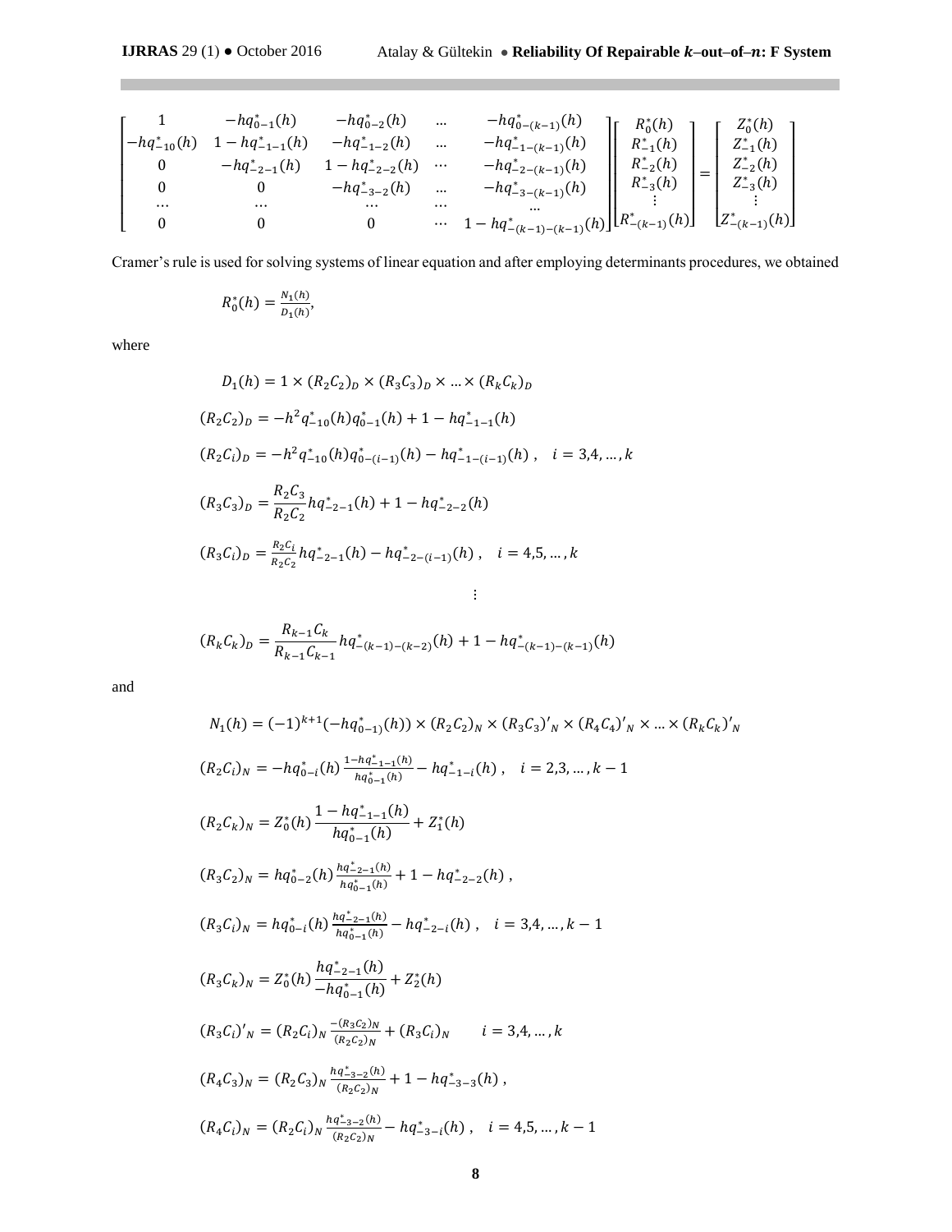$$
\begin{bmatrix}
1 & -hq^*_{0-1}(h) & -hq^*_{0-2}(h) & \dots & -hq^*_{0-(k-1)}(h) \\
-hq^*_{-10}(h) & 1-hq^*_{-1-1}(h) & -hq^*_{-1-2}(h) & \dots & -hq^*_{-1-(k-1)}(h) \\
0 & -hq^*_{-2-1}(h) & 1-hq^*_{-2-2}(h) & \cdots & -hq^*_{-2-(k-1)}(h) \\
0 & 0 & -hq^*_{-3-2}(h) & \dots & -hq^*_{-3-(k-1)}(h) \\
\cdots & \cdots & \cdots & \cdots & \cdots \\
0 & 0 & 0 & \cdots & 1-hq^*_{-(k-1)-(k-1)}(h)
\end{bmatrix}
\begin{bmatrix}
R^*_0(h) \\ R^*_{-1}(h) \\ R^*_{-2}(h) \\ R^*_{-3}(h) \\ \vdots \\ R^*_{-(k-1)}(h)
\end{bmatrix}
=
\begin{bmatrix}
Z^*_0(h) \\ Z^*_{-1}(h) \\ Z^*_{-2}(h) \\ Z^*_{-3}(h) \\ \vdots \\ Z^*_{-(k-1)}(h)
\end{bmatrix}
$$

Cramer's rule is used for solving systems of linear equation and after employing determinants procedures, we obtained

$$R^*_0(h) = \frac{N_1(h)}{D_1(h)},$$

where

$$D_1(h) = 1 \times (R_2C_2)_D \times (R_3C_3)_D \times \dots \times (R_kC_k)_D$$

$$(R_2C_2)_D = -h^2 q^*_{-10}(h) q^*_{0-1}(h) + 1 - hq^*_{-1-1}(h)$$

$$(R_2C_i)_D = -h^2 q^*_{-10}(h) q^*_{0-(i-1)}(h) - hq^*_{-1-(i-1)}(h), \quad i = 3,4,\dots,k$$

$$(R_3C_3)_D = \frac{R_2C_3}{R_2C_2} hq^*_{-2-1}(h) + 1 - hq^*_{-2-2}(h)$$

$$(R_3C_i)_D = \frac{R_2C_i}{R_2C_2} hq^*_{-2-1}(h) - hq^*_{-2-(i-1)}(h), \quad i = 4,5,\dots,k$$

$$\vdots$$

$$(R_kC_k)_D = \frac{R_{k-1}C_k}{R_{k-1}C_{k-1}} hq^*_{-(k-1)-(k-2)}(h) + 1 - hq^*_{-(k-1)-(k-1)}(h)$$

and

$$N_1(h) = (-1)^{k+1}(-hq^*_{0-1)}(h)) \times (R_2C_2)_N \times (R_3C_3)'_N \times (R_4C_4)'_N \times \dots \times (R_kC_k)'_N$$

$$(R_2C_i)_N = -hq^*_{0-i}(h)\frac{1-hq^*_{-1-1}(h)}{hq^*_{0-1}(h)} - hq^*_{-1-i}(h), \quad i = 2,3,\dots,k-1$$

$$(R_2C_k)_N = Z^*_0(h)\frac{1-hq^*_{-1-1}(h)}{hq^*_{0-1}(h)} + Z^*_1(h)$$

$$(R_3C_2)_N = hq^*_{0-2}(h)\frac{hq^*_{-2-1}(h)}{hq^*_{0-1}(h)} + 1 - hq^*_{-2-2}(h),$$

$$(R_3C_i)_N = hq^*_{0-i}(h)\frac{hq^*_{-2-1}(h)}{hq^*_{0-1}(h)} - hq^*_{-2-i}(h), \quad i = 3,4,\dots,k-1$$

$$(R_3C_k)_N = Z^*_0(h)\frac{hq^*_{-2-1}(h)}{-hq^*_{0-1}(h)} + Z^*_2(h)$$

$$(R_3C_i)'_N = (R_2C_i)_N \frac{-(R_3C_2)_N}{(R_2C_2)_N} + (R_3C_i)_N \qquad i = 3,4,\dots,k$$

$$(R_4C_3)_N = (R_2C_3)_N \frac{hq^*_{-3-2}(h)}{(R_2C_2)_N} + 1 - hq^*_{-3-3}(h),$$

$$(R_4C_i)_N = (R_2C_i)_N \frac{hq^*_{-3-2}(h)}{(R_2C_2)_N} - hq^*_{-3-i}(h), \quad i = 4,5,\dots,k-1$$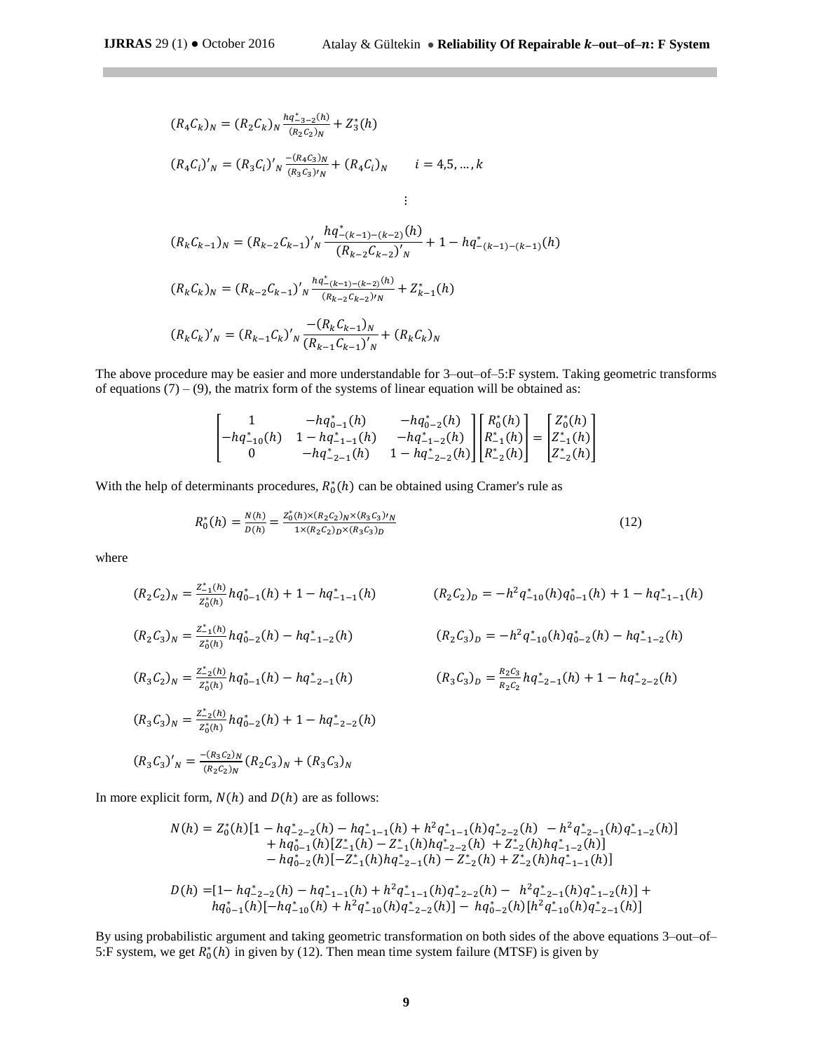$$(R_4C_k)_N = (R_2C_k)_N \frac{hq^*_{-3-2}(h)}{(R_2C_2)_N} + Z^*_3(h)$$

$$(R_4C_i)'_N = (R_3C_i)'_N \frac{-(R_4C_3)_N}{(R_3C_3)'_N} + (R_4C_i)_N \qquad i = 4,5,\dots,k$$

$$\vdots$$

$$(R_kC_{k-1})_N = (R_{k-2}C_{k-1})'_N \frac{hq^*_{-(k-1)-(k-2)}(h)}{(R_{k-2}C_{k-2})'_N} + 1 - hq^*_{-(k-1)-(k-1)}(h)$$

$$(R_kC_k)_N = (R_{k-2}C_{k-1})'_N \frac{hq^*_{-(k-1)-(k-2)}(h)}{(R_{k-2}C_{k-2})'_N} + Z^*_{k-1}(h)$$

$$(R_kC_k)'_N = (R_{k-1}C_k)'_N \frac{-(R_kC_{k-1})_N}{(R_{k-1}C_{k-1})'_N} + (R_kC_k)_N$$

The above procedure may be easier and more understandable for 3–out–of–5:F system. Taking geometric transforms of equations (7) – (9), the matrix form of the systems of linear equation will be obtained as:

$$\begin{bmatrix} 1 & -hq^*_{0-1}(h) & -hq^*_{0-2}(h) \\ -hq^*_{-10}(h) & 1 - hq^*_{-1-1}(h) & -hq^*_{-1-2}(h) \\ 0 & -hq^*_{-2-1}(h) & 1 - hq^*_{-2-2}(h) \end{bmatrix} \begin{bmatrix} R^*_0(h) \\ R^*_{-1}(h) \\ R^*_{-2}(h) \end{bmatrix} = \begin{bmatrix} Z^*_0(h) \\ Z^*_{-1}(h) \\ Z^*_{-2}(h) \end{bmatrix}$$

With the help of determinants procedures, $R^*_0(h)$ can be obtained using Cramer's rule as

$$R^*_0(h) = \frac{N(h)}{D(h)} = \frac{Z^*_0(h) \times (R_2C_2)_N \times (R_3C_3)'_N}{1 \times (R_2C_2)_D \times (R_3C_3)_D} \tag{12}$$

where

$$(R_2C_2)_N = \frac{Z^*_{-1}(h)}{Z^*_0(h)} hq^*_{0-1}(h) + 1 - hq^*_{-1-1}(h) \qquad (R_2C_2)_D = -h^2q^*_{-10}(h)q^*_{0-1}(h) + 1 - hq^*_{-1-1}(h)$$

$$(R_2C_3)_N = \frac{Z^*_{-1}(h)}{Z^*_0(h)} hq^*_{0-2}(h) - hq^*_{-1-2}(h) \qquad (R_2C_3)_D = -h^2q^*_{-10}(h)q^*_{0-2}(h) - hq^*_{-1-2}(h)$$

$$(R_3C_2)_N = \frac{Z^*_{-2}(h)}{Z^*_0(h)} hq^*_{0-1}(h) - hq^*_{-2-1}(h) \qquad (R_3C_3)_D = \frac{R_2C_3}{R_2C_2} hq^*_{-2-1}(h) + 1 - hq^*_{-2-2}(h)$$

$$(R_3C_3)_N = \frac{Z^*_{-2}(h)}{Z^*_0(h)} hq^*_{0-2}(h) + 1 - hq^*_{-2-2}(h)$$

$$(R_3C_3)'_N = \frac{-(R_3C_2)_N}{(R_2C_2)_N}(R_2C_3)_N + (R_3C_3)_N$$

In more explicit form, $N(h)$ and $D(h)$ are as follows:

$$\begin{aligned} N(h) = Z^*_0(h)[1 - hq^*_{-2-2}(h) - hq^*_{-1-1}(h) + h^2q^*_{-1-1}(h)q^*_{-2-2}(h) - h^2q^*_{-2-1}(h)q^*_{-1-2}(h)] \\ + hq^*_{0-1}(h)[Z^*_{-1}(h) - Z^*_{-1}(h)hq^*_{-2-2}(h) + Z^*_{-2}(h)hq^*_{-1-2}(h)] \\ - hq^*_{0-2}(h)[-Z^*_{-1}(h)hq^*_{-2-1}(h) - Z^*_{-2}(h) + Z^*_{-2}(h)hq^*_{-1-1}(h)] \end{aligned}$$

$$\begin{aligned} D(h) = [1 - hq^*_{-2-2}(h) - hq^*_{-1-1}(h) + h^2q^*_{-1-1}(h)q^*_{-2-2}(h) - h^2q^*_{-2-1}(h)q^*_{-1-2}(h)] + \\ hq^*_{0-1}(h)[-hq^*_{-10}(h) + h^2q^*_{-10}(h)q^*_{-2-2}(h)] - hq^*_{0-2}(h)[h^2q^*_{-10}(h)q^*_{-2-1}(h)] \end{aligned}$$

By using probabilistic argument and taking geometric transformation on both sides of the above equations 3–out–of–5:F system, we get $R^*_0(h)$ in given by (12). Then mean time system failure (MTSF) is given by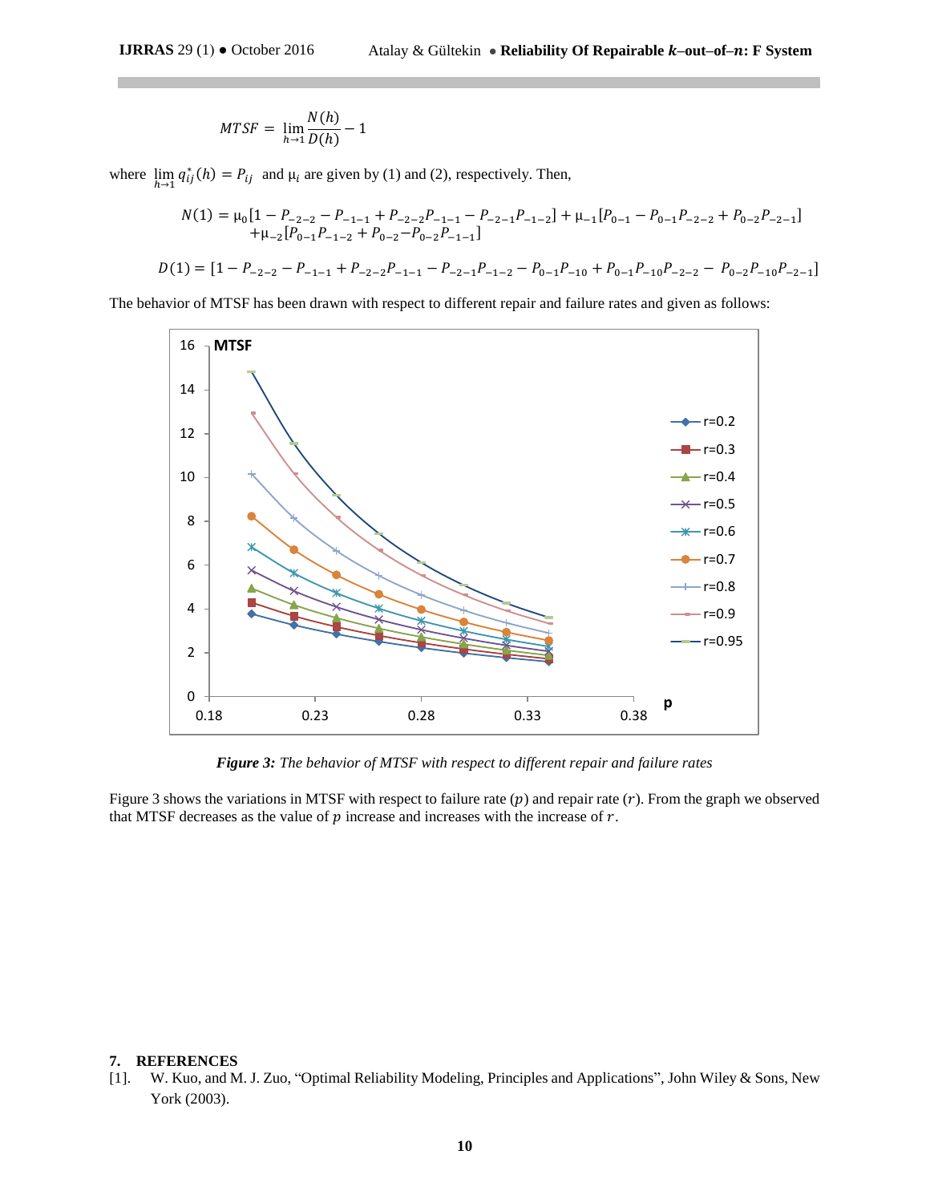$$MTSF = \lim_{h \to 1} \frac{N(h)}{D(h)} - 1$$

where $\lim_{h \to 1} q_{ij}^*(h) = P_{ij}$ and $\mu_i$ are given by (1) and (2), respectively. Then,

$$N(1) = \mu_0[1 - P_{-2-2} - P_{-1-1} + P_{-2-2}P_{-1-1} - P_{-2-1}P_{-1-2}] + \mu_{-1}[P_{0-1} - P_{0-1}P_{-2-2} + P_{0-2}P_{-2-1}] \\ + \mu_{-2}[P_{0-1}P_{-1-2} + P_{0-2} - P_{0-2}P_{-1-1}]$$

$$D(1) = [1 - P_{-2-2} - P_{-1-1} + P_{-2-2}P_{-1-1} - P_{-2-1}P_{-1-2} - P_{0-1}P_{-10} + P_{0-1}P_{-10}P_{-2-2} - P_{0-2}P_{-10}P_{-2-1}]$$

The behavior of MTSF has been drawn with respect to different repair and failure rates and given as follows:

***Figure 3:*** *The behavior of MTSF with respect to different repair and failure rates*

Figure 3 shows the variations in MTSF with respect to failure rate ($p$) and repair rate ($r$). From the graph we observed that MTSF decreases as the value of $p$ increase and increases with the increase of $r$.

## 7. REFERENCES

[1]. W. Kuo, and M. J. Zuo, "Optimal Reliability Modeling, Principles and Applications", John Wiley & Sons, New York (2003).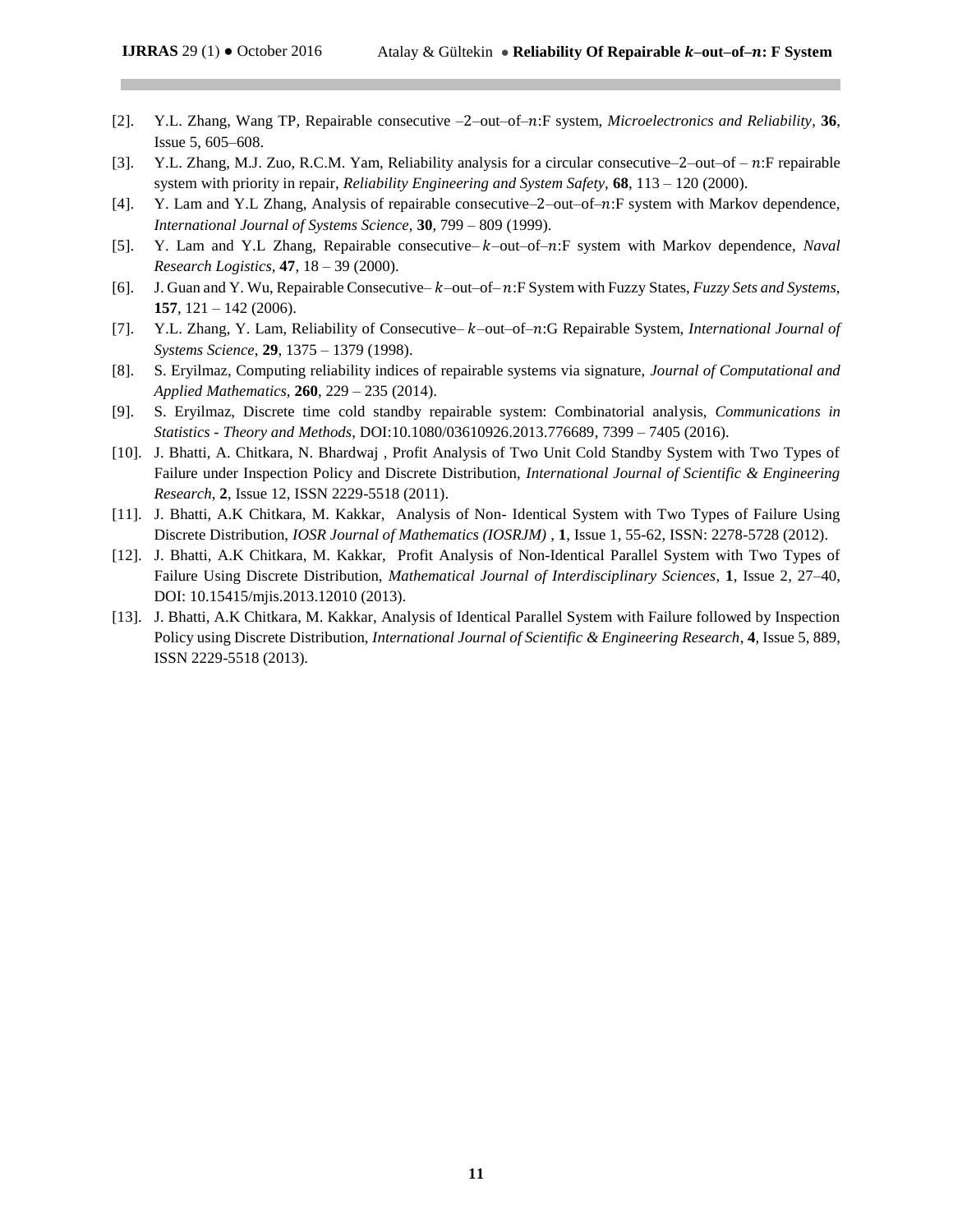[2]. Y.L. Zhang, Wang TP, Repairable consecutive –2–out–of–$n$:F system, *Microelectronics and Reliability*, **36**, Issue 5, 605–608.

[3]. Y.L. Zhang, M.J. Zuo, R.C.M. Yam, Reliability analysis for a circular consecutive–2–out–of – $n$:F repairable system with priority in repair, *Reliability Engineering and System Safety*, **68**, 113 – 120 (2000).

[4]. Y. Lam and Y.L Zhang, Analysis of repairable consecutive–2–out–of–$n$:F system with Markov dependence, *International Journal of Systems Science*, **30**, 799 – 809 (1999).

[5]. Y. Lam and Y.L Zhang, Repairable consecutive– $k$–out–of–$n$:F system with Markov dependence, *Naval Research Logistics*, **47**, 18 – 39 (2000).

[6]. J. Guan and Y. Wu, Repairable Consecutive– $k$–out–of– $n$:F System with Fuzzy States, *Fuzzy Sets and Systems*, **157**, 121 – 142 (2006).

[7]. Y.L. Zhang, Y. Lam, Reliability of Consecutive– $k$–out–of–$n$:G Repairable System, *International Journal of Systems Science*, **29**, 1375 – 1379 (1998).

[8]. S. Eryilmaz, Computing reliability indices of repairable systems via signature, *Journal of Computational and Applied Mathematics*, **260**, 229 – 235 (2014).

[9]. S. Eryilmaz, Discrete time cold standby repairable system: Combinatorial analysis, *Communications in Statistics - Theory and Methods*, DOI:10.1080/03610926.2013.776689, 7399 – 7405 (2016).

[10]. J. Bhatti, A. Chitkara, N. Bhardwaj , Profit Analysis of Two Unit Cold Standby System with Two Types of Failure under Inspection Policy and Discrete Distribution, *International Journal of Scientific & Engineering Research*, **2**, Issue 12, ISSN 2229-5518 (2011).

[11]. J. Bhatti, A.K Chitkara, M. Kakkar, Analysis of Non- Identical System with Two Types of Failure Using Discrete Distribution, *IOSR Journal of Mathematics (IOSRJM)* , **1**, Issue 1, 55-62, ISSN: 2278-5728 (2012).

[12]. J. Bhatti, A.K Chitkara, M. Kakkar, Profit Analysis of Non-Identical Parallel System with Two Types of Failure Using Discrete Distribution, *Mathematical Journal of Interdisciplinary Sciences*, **1**, Issue 2, 27–40, DOI: 10.15415/mjis.2013.12010 (2013).

[13]. J. Bhatti, A.K Chitkara, M. Kakkar, Analysis of Identical Parallel System with Failure followed by Inspection Policy using Discrete Distribution, *International Journal of Scientific & Engineering Research*, **4**, Issue 5, 889, ISSN 2229-5518 (2013).